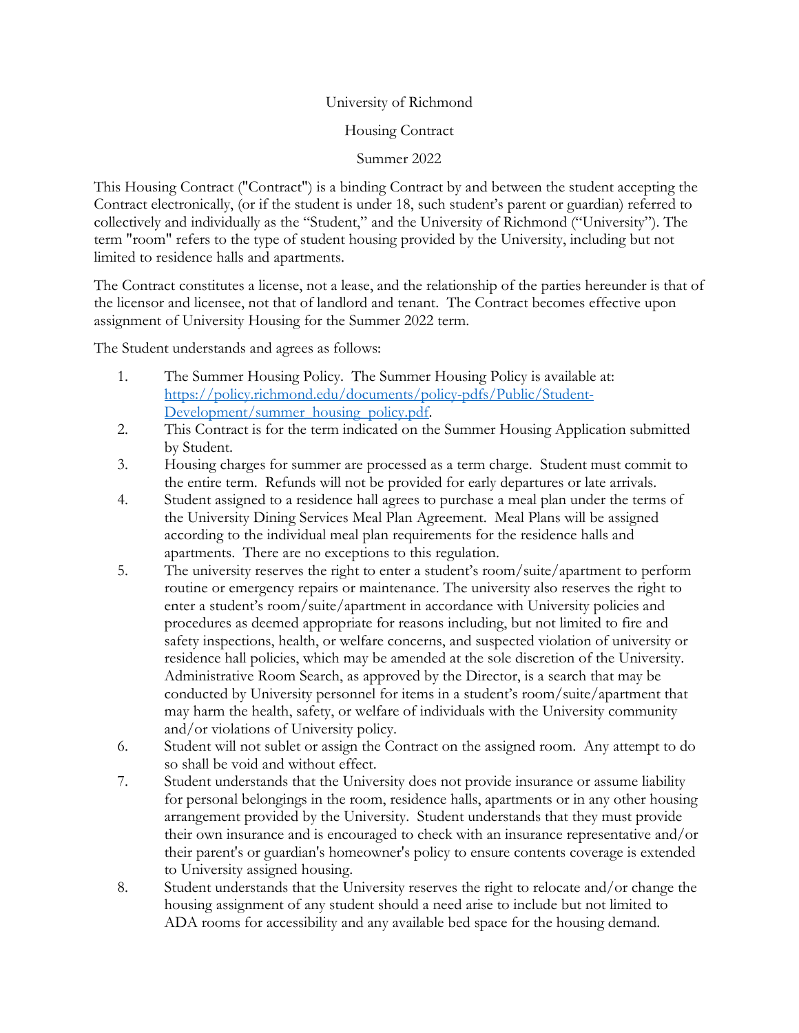# University of Richmond

## Housing Contract

## Summer 2022

This Housing Contract ("Contract") is a binding Contract by and between the student accepting the Contract electronically, (or if the student is under 18, such student's parent or guardian) referred to collectively and individually as the "Student," and the University of Richmond ("University"). The term "room" refers to the type of student housing provided by the University, including but not limited to residence halls and apartments.

The Contract constitutes a license, not a lease, and the relationship of the parties hereunder is that of the licensor and licensee, not that of landlord and tenant. The Contract becomes effective upon assignment of University Housing for the Summer 2022 term.

The Student understands and agrees as follows:

1. The Summer Housing Policy. The Summer Housing Policy is available at: [https://policy.richmond.edu/documents/policy-pdfs/Public/Student-Development/summer_housing_policy.pdf](https://policy.richmond.edu/documents/policy-pdfs/Public/Student-Development/summer_housing_policy.pdf).
2. This Contract is for the term indicated on the Summer Housing Application submitted by Student.
3. Housing charges for summer are processed as a term charge. Student must commit to the entire term. Refunds will not be provided for early departures or late arrivals.
4. Student assigned to a residence hall agrees to purchase a meal plan under the terms of the University Dining Services Meal Plan Agreement. Meal Plans will be assigned according to the individual meal plan requirements for the residence halls and apartments. There are no exceptions to this regulation.
5. The university reserves the right to enter a student's room/suite/apartment to perform routine or emergency repairs or maintenance. The university also reserves the right to enter a student's room/suite/apartment in accordance with University policies and procedures as deemed appropriate for reasons including, but not limited to fire and safety inspections, health, or welfare concerns, and suspected violation of university or residence hall policies, which may be amended at the sole discretion of the University. Administrative Room Search, as approved by the Director, is a search that may be conducted by University personnel for items in a student's room/suite/apartment that may harm the health, safety, or welfare of individuals with the University community and/or violations of University policy.
6. Student will not sublet or assign the Contract on the assigned room. Any attempt to do so shall be void and without effect.
7. Student understands that the University does not provide insurance or assume liability for personal belongings in the room, residence halls, apartments or in any other housing arrangement provided by the University. Student understands that they must provide their own insurance and is encouraged to check with an insurance representative and/or their parent's or guardian's homeowner's policy to ensure contents coverage is extended to University assigned housing.
8. Student understands that the University reserves the right to relocate and/or change the housing assignment of any student should a need arise to include but not limited to ADA rooms for accessibility and any available bed space for the housing demand.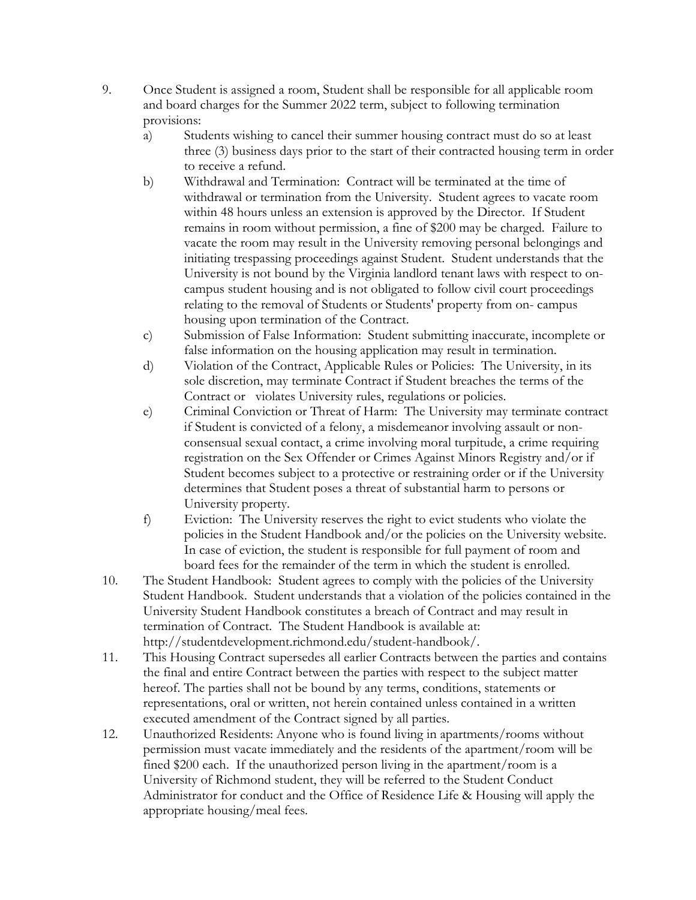9. Once Student is assigned a room, Student shall be responsible for all applicable room and board charges for the Summer 2022 term, subject to following termination provisions:
   a) Students wishing to cancel their summer housing contract must do so at least three (3) business days prior to the start of their contracted housing term in order to receive a refund.
   b) Withdrawal and Termination: Contract will be terminated at the time of withdrawal or termination from the University. Student agrees to vacate room within 48 hours unless an extension is approved by the Director. If Student remains in room without permission, a fine of $200 may be charged. Failure to vacate the room may result in the University removing personal belongings and initiating trespassing proceedings against Student. Student understands that the University is not bound by the Virginia landlord tenant laws with respect to on-campus student housing and is not obligated to follow civil court proceedings relating to the removal of Students or Students' property from on- campus housing upon termination of the Contract.
   c) Submission of False Information: Student submitting inaccurate, incomplete or false information on the housing application may result in termination.
   d) Violation of the Contract, Applicable Rules or Policies: The University, in its sole discretion, may terminate Contract if Student breaches the terms of the Contract or violates University rules, regulations or policies.
   e) Criminal Conviction or Threat of Harm: The University may terminate contract if Student is convicted of a felony, a misdemeanor involving assault or non-consensual sexual contact, a crime involving moral turpitude, a crime requiring registration on the Sex Offender or Crimes Against Minors Registry and/or if Student becomes subject to a protective or restraining order or if the University determines that Student poses a threat of substantial harm to persons or University property.
   f) Eviction: The University reserves the right to evict students who violate the policies in the Student Handbook and/or the policies on the University website. In case of eviction, the student is responsible for full payment of room and board fees for the remainder of the term in which the student is enrolled.
10. The Student Handbook: Student agrees to comply with the policies of the University Student Handbook. Student understands that a violation of the policies contained in the University Student Handbook constitutes a breach of Contract and may result in termination of Contract. The Student Handbook is available at: http://studentdevelopment.richmond.edu/student-handbook/.
11. This Housing Contract supersedes all earlier Contracts between the parties and contains the final and entire Contract between the parties with respect to the subject matter hereof. The parties shall not be bound by any terms, conditions, statements or representations, oral or written, not herein contained unless contained in a written executed amendment of the Contract signed by all parties.
12. Unauthorized Residents: Anyone who is found living in apartments/rooms without permission must vacate immediately and the residents of the apartment/room will be fined $200 each. If the unauthorized person living in the apartment/room is a University of Richmond student, they will be referred to the Student Conduct Administrator for conduct and the Office of Residence Life & Housing will apply the appropriate housing/meal fees.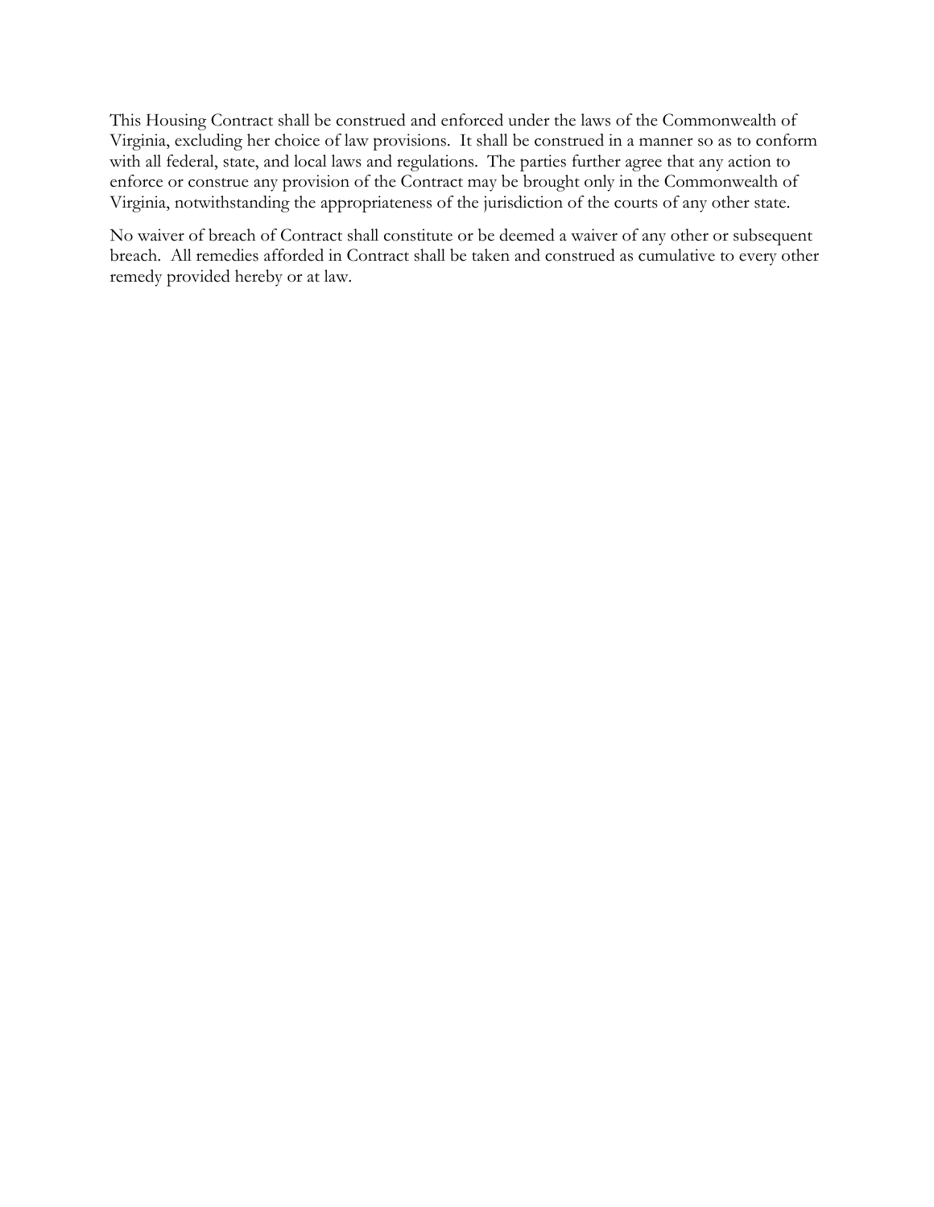This Housing Contract shall be construed and enforced under the laws of the Commonwealth of Virginia, excluding her choice of law provisions. It shall be construed in a manner so as to conform with all federal, state, and local laws and regulations. The parties further agree that any action to enforce or construe any provision of the Contract may be brought only in the Commonwealth of Virginia, notwithstanding the appropriateness of the jurisdiction of the courts of any other state.

No waiver of breach of Contract shall constitute or be deemed a waiver of any other or subsequent breach. All remedies afforded in Contract shall be taken and construed as cumulative to every other remedy provided hereby or at law.